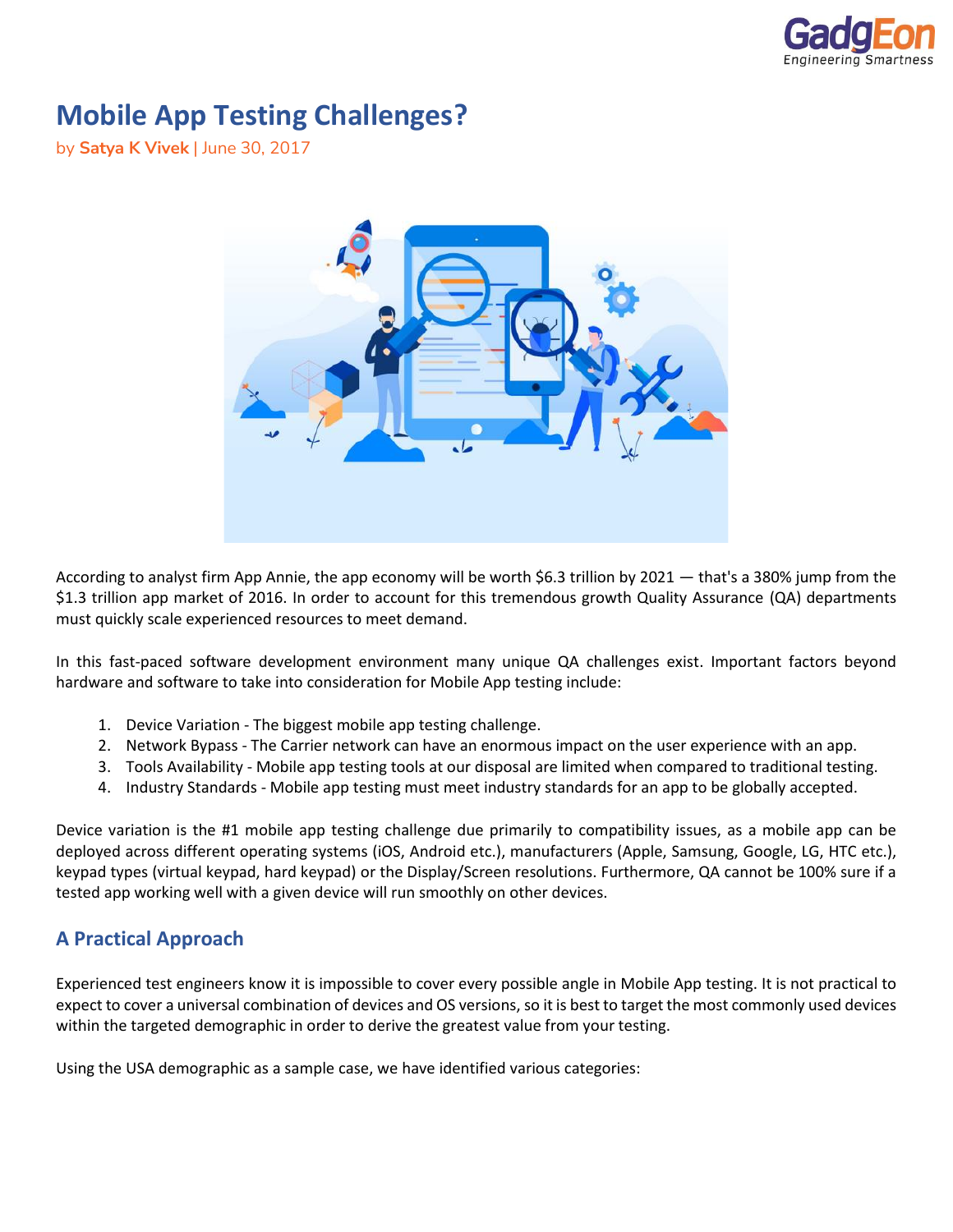# Mobile App Testing Challenges?

by **Satya K Vivek** | June 30, 2017

According to analyst firm App Annie, the app economy will be worth $6.3 trillion by 2021 — that's a 380% jump from the $1.3 trillion app market of 2016. In order to account for this tremendous growth Quality Assurance (QA) departments must quickly scale experienced resources to meet demand.

In this fast-paced software development environment many unique QA challenges exist. Important factors beyond hardware and software to take into consideration for Mobile App testing include:

1. Device Variation - The biggest mobile app testing challenge.
2. Network Bypass - The Carrier network can have an enormous impact on the user experience with an app.
3. Tools Availability - Mobile app testing tools at our disposal are limited when compared to traditional testing.
4. Industry Standards - Mobile app testing must meet industry standards for an app to be globally accepted.

Device variation is the #1 mobile app testing challenge due primarily to compatibility issues, as a mobile app can be deployed across different operating systems (iOS, Android etc.), manufacturers (Apple, Samsung, Google, LG, HTC etc.), keypad types (virtual keypad, hard keypad) or the Display/Screen resolutions. Furthermore, QA cannot be 100% sure if a tested app working well with a given device will run smoothly on other devices.

## A Practical Approach

Experienced test engineers know it is impossible to cover every possible angle in Mobile App testing. It is not practical to expect to cover a universal combination of devices and OS versions, so it is best to target the most commonly used devices within the targeted demographic in order to derive the greatest value from your testing.

Using the USA demographic as a sample case, we have identified various categories: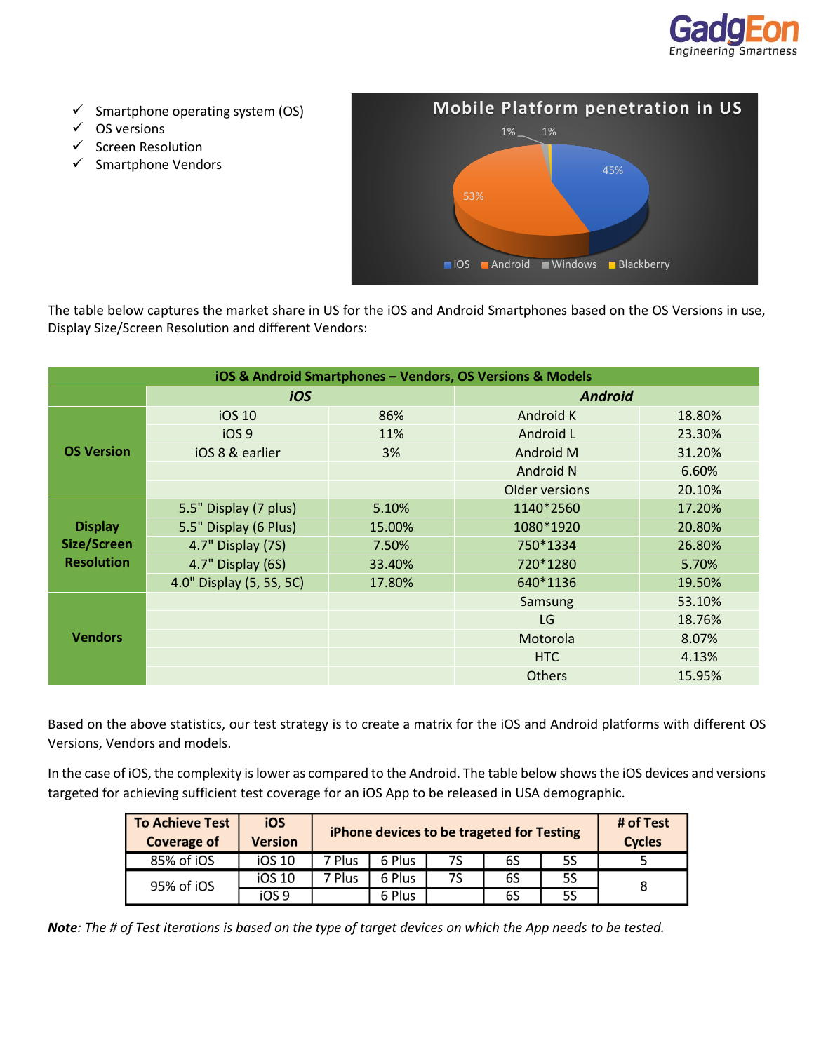- ✓ Smartphone operating system (OS)
- ✓ OS versions
- ✓ Screen Resolution
- ✓ Smartphone Vendors

**Mobile Platform penetration in US**

| Platform | Share |
|---|---|
| iOS | 45% |
| Android | 53% |
| Windows | 1% |
| Blackberry | 1% |

The table below captures the market share in US for the iOS and Android Smartphones based on the OS Versions in use, Display Size/Screen Resolution and different Vendors:

| iOS & Android Smartphones – Vendors, OS Versions & Models | | | | |
|---|---|---|---|---|
| | ***iOS*** | | ***Android*** | |
| **OS Version** | iOS 10 | 86% | Android K | 18.80% |
| | iOS 9 | 11% | Android L | 23.30% |
| | iOS 8 & earlier | 3% | Android M | 31.20% |
| | | | Android N | 6.60% |
| | | | Older versions | 20.10% |
| **Display Size/Screen Resolution** | 5.5" Display (7 plus) | 5.10% | 1140*2560 | 17.20% |
| | 5.5" Display (6 Plus) | 15.00% | 1080*1920 | 20.80% |
| | 4.7" Display (7S) | 7.50% | 750*1334 | 26.80% |
| | 4.7" Display (6S) | 33.40% | 720*1280 | 5.70% |
| | 4.0" Display (5, 5S, 5C) | 17.80% | 640*1136 | 19.50% |
| **Vendors** | | | Samsung | 53.10% |
| | | | LG | 18.76% |
| | | | Motorola | 8.07% |
| | | | HTC | 4.13% |
| | | | Others | 15.95% |

Based on the above statistics, our test strategy is to create a matrix for the iOS and Android platforms with different OS Versions, Vendors and models.

In the case of iOS, the complexity is lower as compared to the Android. The table below shows the iOS devices and versions targeted for achieving sufficient test coverage for an iOS App to be released in USA demographic.

| To Achieve Test Coverage of | iOS Version | iPhone devices to be trageted for Testing | | | | | # of Test Cycles |
|---|---|---|---|---|---|---|---|
| 85% of iOS | iOS 10 | 7 Plus | 6 Plus | 7S | 6S | 5S | 5 |
| 95% of iOS | iOS 10 | 7 Plus | 6 Plus | 7S | 6S | 5S | 8 |
| | iOS 9 | | 6 Plus | | 6S | 5S | |

***Note****: The # of Test iterations is based on the type of target devices on which the App needs to be tested.*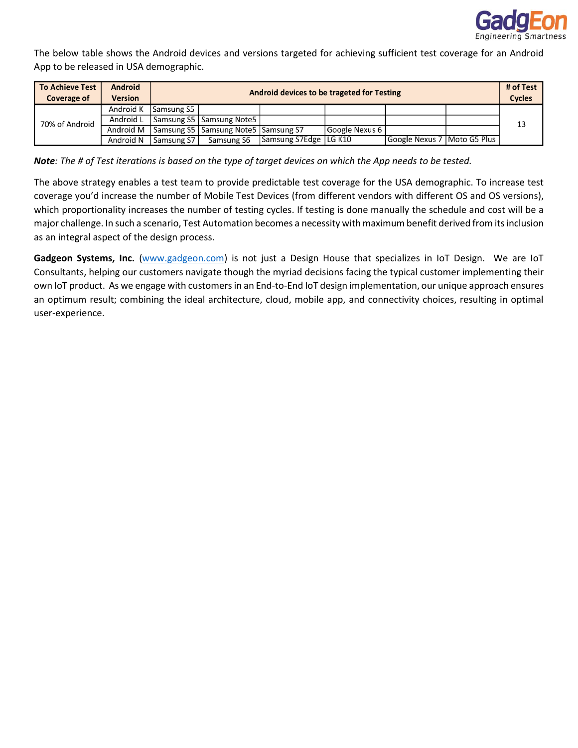The below table shows the Android devices and versions targeted for achieving sufficient test coverage for an Android App to be released in USA demographic.

| To Achieve Test Coverage of | Android Version | Android devices to be trageted for Testing | | | | | | # of Test Cycles |
|---|---|---|---|---|---|---|---|---|
| 70% of Android | Android K | Samsung S5 | | | | | | 13 |
| | Android L | Samsung S5 | Samsung Note5 | | | | | |
| | Android M | Samsung S5 | Samsung Note5 | Samsung S7 | Google Nexus 6 | | | |
| | Android N | Samsung S7 | Samsung S6 | Samsung S7Edge | LG K10 | Google Nexus 7 | Moto G5 Plus | |

***Note**: The # of Test iterations is based on the type of target devices on which the App needs to be tested.*

The above strategy enables a test team to provide predictable test coverage for the USA demographic. To increase test coverage you'd increase the number of Mobile Test Devices (from different vendors with different OS and OS versions), which proportionality increases the number of testing cycles. If testing is done manually the schedule and cost will be a major challenge. In such a scenario, Test Automation becomes a necessity with maximum benefit derived from its inclusion as an integral aspect of the design process.

**Gadgeon Systems, Inc.** (www.gadgeon.com) is not just a Design House that specializes in IoT Design. We are IoT Consultants, helping our customers navigate though the myriad decisions facing the typical customer implementing their own IoT product. As we engage with customers in an End-to-End IoT design implementation, our unique approach ensures an optimum result; combining the ideal architecture, cloud, mobile app, and connectivity choices, resulting in optimal user-experience.